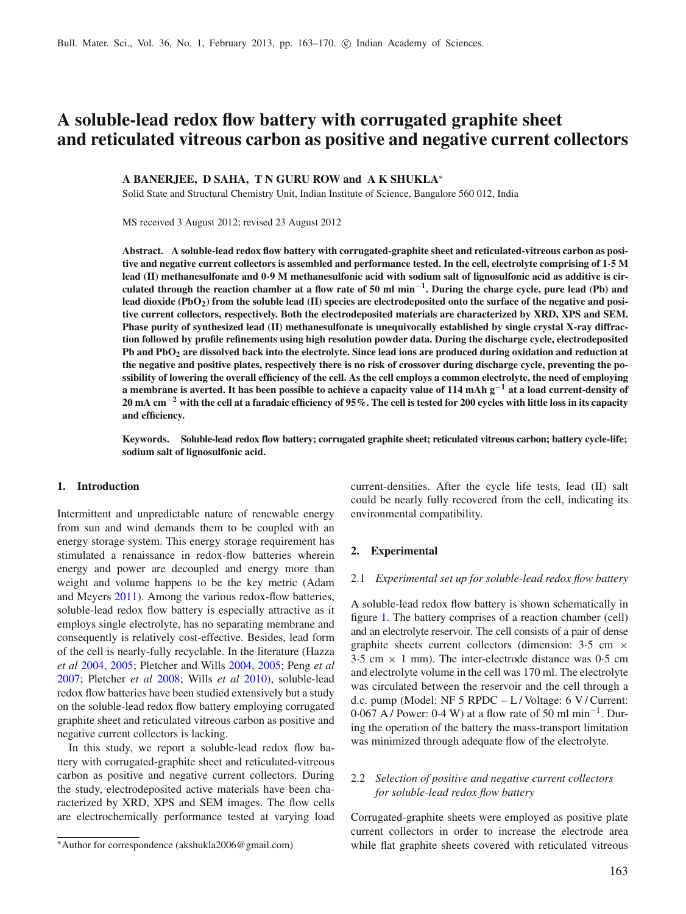# A soluble-lead redox flow battery with corrugated graphite sheet and reticulated vitreous carbon as positive and negative current collectors

**A BANERJEE, D SAHA, T N GURU ROW and A K SHUKLA***

Solid State and Structural Chemistry Unit, Indian Institute of Science, Bangalore 560 012, India

MS received 3 August 2012; revised 23 August 2012

**Abstract. A soluble-lead redox flow battery with corrugated-graphite sheet and reticulated-vitreous carbon as positive and negative current collectors is assembled and performance tested. In the cell, electrolyte comprising of 1·5 M lead (II) methanesulfonate and 0·9 M methanesulfonic acid with sodium salt of lignosulfonic acid as additive is circulated through the reaction chamber at a flow rate of 50 ml min$^{-1}$. During the charge cycle, pure lead (Pb) and lead dioxide ($PbO_2$) from the soluble lead (II) species are electrodeposited onto the surface of the negative and positive current collectors, respectively. Both the electrodeposited materials are characterized by XRD, XPS and SEM. Phase purity of synthesized lead (II) methanesulfonate is unequivocally established by single crystal X-ray diffraction followed by profile refinements using high resolution powder data. During the discharge cycle, electrodeposited Pb and $PbO_2$ are dissolved back into the electrolyte. Since lead ions are produced during oxidation and reduction at the negative and positive plates, respectively there is no risk of crossover during discharge cycle, preventing the possibility of lowering the overall efficiency of the cell. As the cell employs a common electrolyte, the need of employing a membrane is averted. It has been possible to achieve a capacity value of 114 mAh g$^{-1}$ at a load current-density of 20 mA cm$^{-2}$ with the cell at a faradaic efficiency of 95%. The cell is tested for 200 cycles with little loss in its capacity and efficiency.**

**Keywords. Soluble-lead redox flow battery; corrugated graphite sheet; reticulated vitreous carbon; battery cycle-life; sodium salt of lignosulfonic acid.**

## 1. Introduction

Intermittent and unpredictable nature of renewable energy from sun and wind demands them to be coupled with an energy storage system. This energy storage requirement has stimulated a renaissance in redox-flow batteries wherein energy and power are decoupled and energy more than weight and volume happens to be the key metric (Adam and Meyers 2011). Among the various redox-flow batteries, soluble-lead redox flow battery is especially attractive as it employs single electrolyte, has no separating membrane and consequently is relatively cost-effective. Besides, lead form of the cell is nearly-fully recyclable. In the literature (Hazza *et al* 2004, 2005; Pletcher and Wills 2004, 2005; Peng *et al* 2007; Pletcher *et al* 2008; Wills *et al* 2010), soluble-lead redox flow batteries have been studied extensively but a study on the soluble-lead redox flow battery employing corrugated graphite sheet and reticulated vitreous carbon as positive and negative current collectors is lacking.

In this study, we report a soluble-lead redox flow battery with corrugated-graphite sheet and reticulated-vitreous carbon as positive and negative current collectors. During the study, electrodeposited active materials have been characterized by XRD, XPS and SEM images. The flow cells are electrochemically performance tested at varying load current-densities. After the cycle life tests, lead (II) salt could be nearly fully recovered from the cell, indicating its environmental compatibility.

## 2. Experimental

### 2.1 *Experimental set up for soluble-lead redox flow battery*

A soluble-lead redox flow battery is shown schematically in figure 1. The battery comprises of a reaction chamber (cell) and an electrolyte reservoir. The cell consists of a pair of dense graphite sheets current collectors (dimension: 3·5 cm × 3·5 cm × 1 mm). The inter-electrode distance was 0·5 cm and electrolyte volume in the cell was 170 ml. The electrolyte was circulated between the reservoir and the cell through a d.c. pump (Model: NF 5 RPDC – L / Voltage: 6 V / Current: 0·067 A / Power: 0·4 W) at a flow rate of 50 ml min$^{-1}$. During the operation of the battery the mass-transport limitation was minimized through adequate flow of the electrolyte.

### 2.2 *Selection of positive and negative current collectors for soluble-lead redox flow battery*

Corrugated-graphite sheets were employed as positive plate current collectors in order to increase the electrode area while flat graphite sheets covered with reticulated vitreous

---

*Author for correspondence (akshukla2006@gmail.com)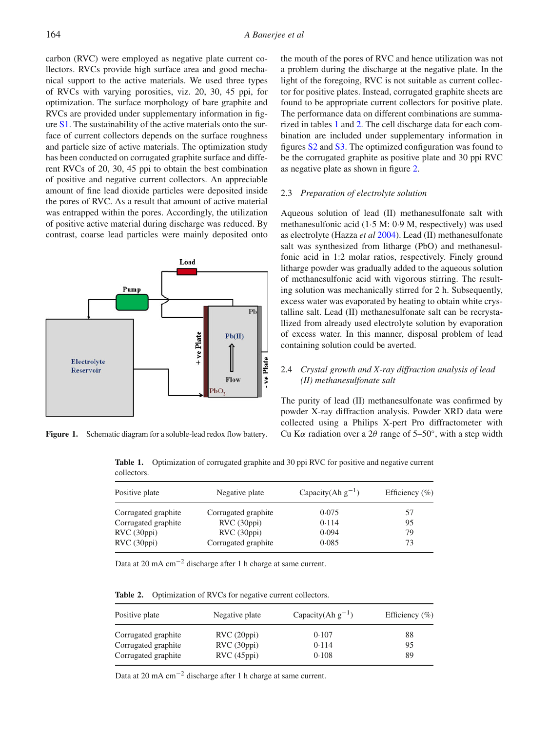carbon (RVC) were employed as negative plate current collectors. RVCs provide high surface area and good mechanical support to the active materials. We used three types of RVCs with varying porosities, viz. 20, 30, 45 ppi, for optimization. The surface morphology of bare graphite and RVCs are provided under supplementary information in figure S1. The sustainability of the active materials onto the surface of current collectors depends on the surface roughness and particle size of active materials. The optimization study has been conducted on corrugated graphite surface and different RVCs of 20, 30, 45 ppi to obtain the best combination of positive and negative current collectors. An appreciable amount of fine lead dioxide particles were deposited inside the pores of RVC. As a result that amount of active material was entrapped within the pores. Accordingly, the utilization of positive active material during discharge was reduced. By contrast, coarse lead particles were mainly deposited onto the mouth of the pores of RVC and hence utilization was not a problem during the discharge at the negative plate. In the light of the foregoing, RVC is not suitable as current collector for positive plates. Instead, corrugated graphite sheets are found to be appropriate current collectors for positive plate. The performance data on different combinations are summarized in tables 1 and 2. The cell discharge data for each combination are included under supplementary information in figures S2 and S3. The optimized configuration was found to be the corrugated graphite as positive plate and 30 ppi RVC as negative plate as shown in figure 2.

**Figure 1.** Schematic diagram for a soluble-lead redox flow battery.

### 2.3 *Preparation of electrolyte solution*

Aqueous solution of lead (II) methanesulfonate salt with methanesulfonic acid (1·5 M: 0·9 M, respectively) was used as electrolyte (Hazza *et al* 2004). Lead (II) methanesulfonate salt was synthesized from litharge (PbO) and methanesulfonic acid in 1:2 molar ratios, respectively. Finely ground litharge powder was gradually added to the aqueous solution of methanesulfonic acid with vigorous stirring. The resulting solution was mechanically stirred for 2 h. Subsequently, excess water was evaporated by heating to obtain white crystalline salt. Lead (II) methanesulfonate salt can be recrystallized from already used electrolyte solution by evaporation of excess water. In this manner, disposal problem of lead containing solution could be averted.

### 2.4 *Crystal growth and X-ray diffraction analysis of lead (II) methanesulfonate salt*

The purity of lead (II) methanesulfonate was confirmed by powder X-ray diffraction analysis. Powder XRD data were collected using a Philips X-pert Pro diffractometer with Cu K$\alpha$ radiation over a 2$\theta$ range of 5–50°, with a step width

**Table 1.** Optimization of corrugated graphite and 30 ppi RVC for positive and negative current collectors.

| Positive plate | Negative plate | Capacity(Ah $g^{-1}$) | Efficiency (%) |
|---|---|---|---|
| Corrugated graphite | Corrugated graphite | 0·075 | 57 |
| Corrugated graphite | RVC (30ppi) | 0·114 | 95 |
| RVC (30ppi) | RVC (30ppi) | 0·094 | 79 |
| RVC (30ppi) | Corrugated graphite | 0·085 | 73 |

Data at 20 mA $cm^{-2}$ discharge after 1 h charge at same current.

**Table 2.** Optimization of RVCs for negative current collectors.

| Positive plate | Negative plate | Capacity(Ah $g^{-1}$) | Efficiency (%) |
|---|---|---|---|
| Corrugated graphite | RVC (20ppi) | 0·107 | 88 |
| Corrugated graphite | RVC (30ppi) | 0·114 | 95 |
| Corrugated graphite | RVC (45ppi) | 0·108 | 89 |

Data at 20 mA $cm^{-2}$ discharge after 1 h charge at same current.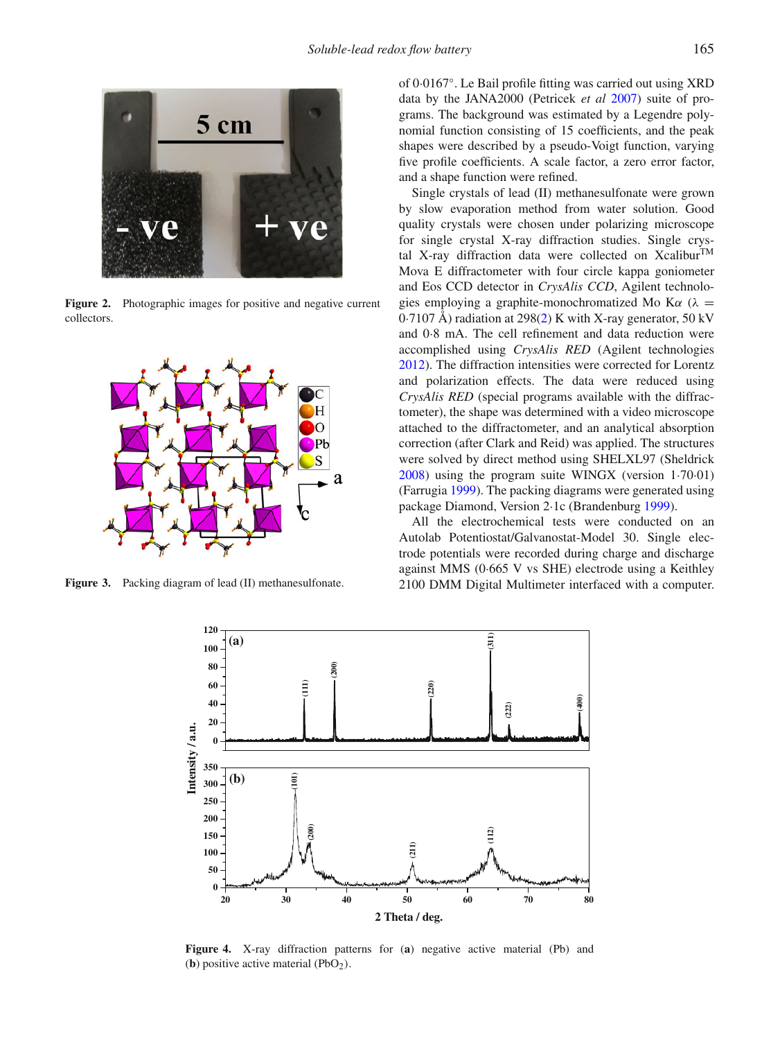Figure 2. Photographic images for positive and negative current collectors.

Figure 3. Packing diagram of lead (II) methanesulfonate.

of 0·0167°. Le Bail profile fitting was carried out using XRD data by the JANA2000 (Petricek *et al* 2007) suite of programs. The background was estimated by a Legendre polynomial function consisting of 15 coefficients, and the peak shapes were described by a pseudo-Voigt function, varying five profile coefficients. A scale factor, a zero error factor, and a shape function were refined.

Single crystals of lead (II) methanesulfonate were grown by slow evaporation method from water solution. Good quality crystals were chosen under polarizing microscope for single crystal X-ray diffraction studies. Single crystal X-ray diffraction data were collected on Xcalibur™ Mova E diffractometer with four circle kappa goniometer and Eos CCD detector in *CrysAlis CCD*, Agilent technologies employing a graphite-monochromatized Mo K$\alpha$ ($\lambda$ = 0·7107 Å) radiation at 298(2) K with X-ray generator, 50 kV and 0·8 mA. The cell refinement and data reduction were accomplished using *CrysAlis RED* (Agilent technologies 2012). The diffraction intensities were corrected for Lorentz and polarization effects. The data were reduced using *CrysAlis RED* (special programs available with the diffractometer), the shape was determined with a video microscope attached to the diffractometer, and an analytical absorption correction (after Clark and Reid) was applied. The structures were solved by direct method using SHELXL97 (Sheldrick 2008) using the program suite WINGX (version 1·70·01) (Farrugia 1999). The packing diagrams were generated using package Diamond, Version 2·1c (Brandenburg 1999).

All the electrochemical tests were conducted on an Autolab Potentiostat/Galvanostat-Model 30. Single electrode potentials were recorded during charge and discharge against MMS (0·665 V vs SHE) electrode using a Keithley 2100 DMM Digital Multimeter interfaced with a computer.

Figure 4. X-ray diffraction patterns for (**a**) negative active material (Pb) and (**b**) positive active material ($PbO_2$).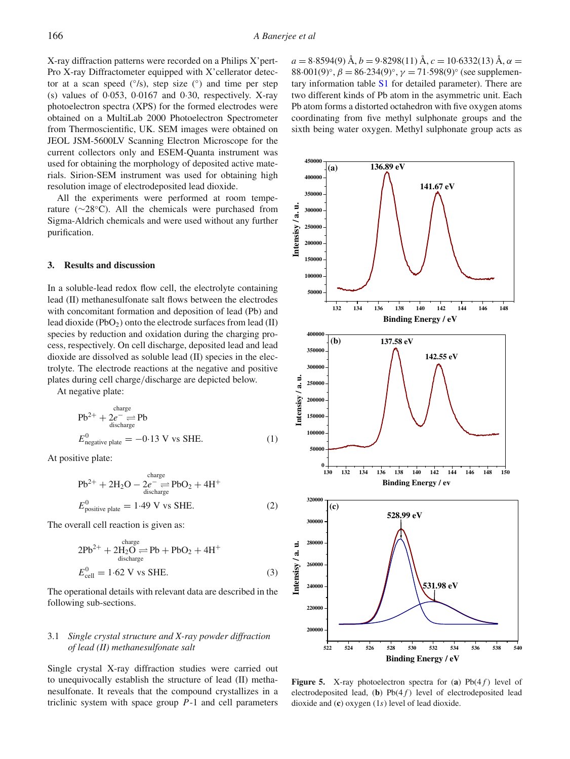X-ray diffraction patterns were recorded on a Philips X'pert-Pro X-ray Diffractometer equipped with X'cellerator detector at a scan speed (°/s), step size (°) and time per step (s) values of 0·053, 0·0167 and 0·30, respectively. X-ray photoelectron spectra (XPS) for the formed electrodes were obtained on a MultiLab 2000 Photoelectron Spectrometer from Thermoscientific, UK. SEM images were obtained on JEOL JSM-5600LV Scanning Electron Microscope for the current collectors only and ESEM-Quanta instrument was used for obtaining the morphology of deposited active materials. Sirion-SEM instrument was used for obtaining high resolution image of electrodeposited lead dioxide.

All the experiments were performed at room temperature (~28°C). All the chemicals were purchased from Sigma-Aldrich chemicals and were used without any further purification.

## 3. Results and discussion

In a soluble-lead redox flow cell, the electrolyte containing lead (II) methanesulfonate salt flows between the electrodes with concomitant formation and deposition of lead (Pb) and lead dioxide ($PbO_2$) onto the electrode surfaces from lead (II) species by reduction and oxidation during the charging process, respectively. On cell discharge, deposited lead and lead dioxide are dissolved as soluble lead (II) species in the electrolyte. The electrode reactions at the negative and positive plates during cell charge/discharge are depicted below.

At negative plate:

$$Pb^{2+} + 2e^- \underset{\text{discharge}}{\overset{\text{charge}}{\rightleftharpoons}} Pb$$

$$E^0_{\text{negative plate}} = -0{\cdot}13 \text{ V vs SHE.} \tag{1}$$

At positive plate:

$$Pb^{2+} + 2H_2O - 2e^- \underset{\text{discharge}}{\overset{\text{charge}}{\rightleftharpoons}} PbO_2 + 4H^+$$

$$E^0_{\text{positive plate}} = 1{\cdot}49 \text{ V vs SHE.} \tag{2}$$

The overall cell reaction is given as:

$$2Pb^{2+} + 2H_2O \underset{\text{discharge}}{\overset{\text{charge}}{\rightleftharpoons}} Pb + PbO_2 + 4H^+$$

$$E^0_{\text{cell}} = 1{\cdot}62 \text{ V vs SHE.} \tag{3}$$

The operational details with relevant data are described in the following sub-sections.

### 3.1 *Single crystal structure and X-ray powder diffraction of lead (II) methanesulfonate salt*

Single crystal X-ray diffraction studies were carried out to unequivocally establish the structure of lead (II) methanesulfonate. It reveals that the compound crystallizes in a triclinic system with space group $P$-1 and cell parameters $a = 8{\cdot}8594(9)$ Å, $b = 9{\cdot}8298(11)$ Å, $c = 10{\cdot}6332(13)$ Å, $\alpha = 88{\cdot}001(9)°$, $\beta = 86{\cdot}234(9)°$, $\gamma = 71{\cdot}598(9)°$ (see supplementary information table S1 for detailed parameter). There are two different kinds of Pb atom in the asymmetric unit. Each Pb atom forms a distorted octahedron with five oxygen atoms coordinating from five methyl sulphonate groups and the sixth being water oxygen. Methyl sulphonate group acts as

**Figure 5.** X-ray photoelectron spectra for (**a**) Pb(4$f$) level of electrodeposited lead, (**b**) Pb(4$f$) level of electrodeposited lead dioxide and (**c**) oxygen (1$s$) level of lead dioxide.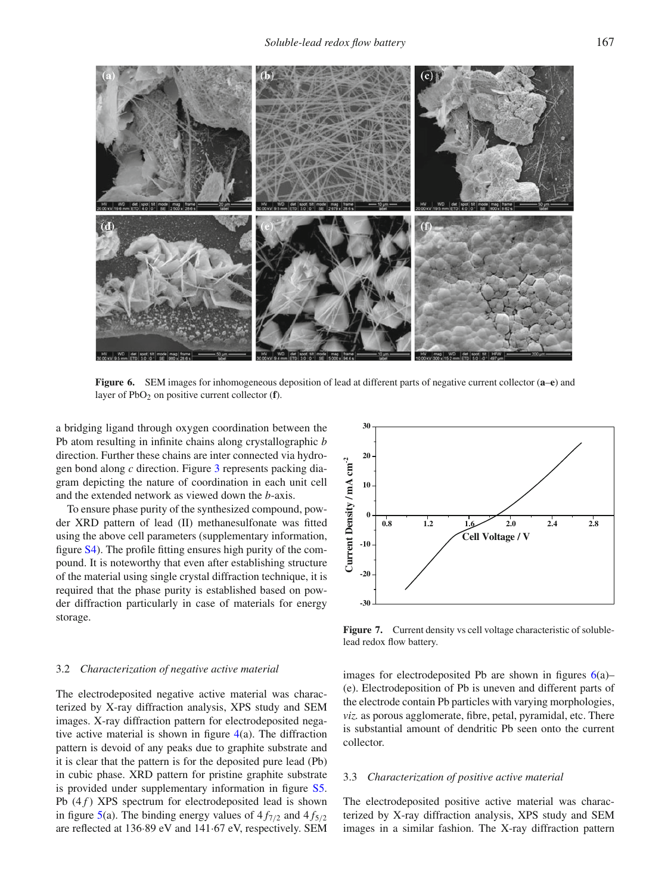Figure 6. SEM images for inhomogeneous deposition of lead at different parts of negative current collector (**a**–**e**) and layer of $PbO_2$ on positive current collector (**f**).

a bridging ligand through oxygen coordination between the Pb atom resulting in infinite chains along crystallographic *b* direction. Further these chains are inter connected via hydrogen bond along *c* direction. Figure 3 represents packing diagram depicting the nature of coordination in each unit cell and the extended network as viewed down the *b*-axis.

To ensure phase purity of the synthesized compound, powder XRD pattern of lead (II) methanesulfonate was fitted using the above cell parameters (supplementary information, figure S4). The profile fitting ensures high purity of the compound. It is noteworthy that even after establishing structure of the material using single crystal diffraction technique, it is required that the phase purity is established based on powder diffraction particularly in case of materials for energy storage.

Figure 7. Current density vs cell voltage characteristic of soluble-lead redox flow battery.

### 3.2 *Characterization of negative active material*

The electrodeposited negative active material was characterized by X-ray diffraction analysis, XPS study and SEM images. X-ray diffraction pattern for electrodeposited negative active material is shown in figure 4(a). The diffraction pattern is devoid of any peaks due to graphite substrate and it is clear that the pattern is for the deposited pure lead (Pb) in cubic phase. XRD pattern for pristine graphite substrate is provided under supplementary information in figure S5. Pb ($4f$) XPS spectrum for electrodeposited lead is shown in figure 5(a). The binding energy values of $4f_{7/2}$ and $4f_{5/2}$ are reflected at 136·89 eV and 141·67 eV, respectively. SEM images for electrodeposited Pb are shown in figures 6(a)–(e). Electrodeposition of Pb is uneven and different parts of the electrode contain Pb particles with varying morphologies, *viz.* as porous agglomerate, fibre, petal, pyramidal, etc. There is substantial amount of dendritic Pb seen onto the current collector.

### 3.3 *Characterization of positive active material*

The electrodeposited positive active material was characterized by X-ray diffraction analysis, XPS study and SEM images in a similar fashion. The X-ray diffraction pattern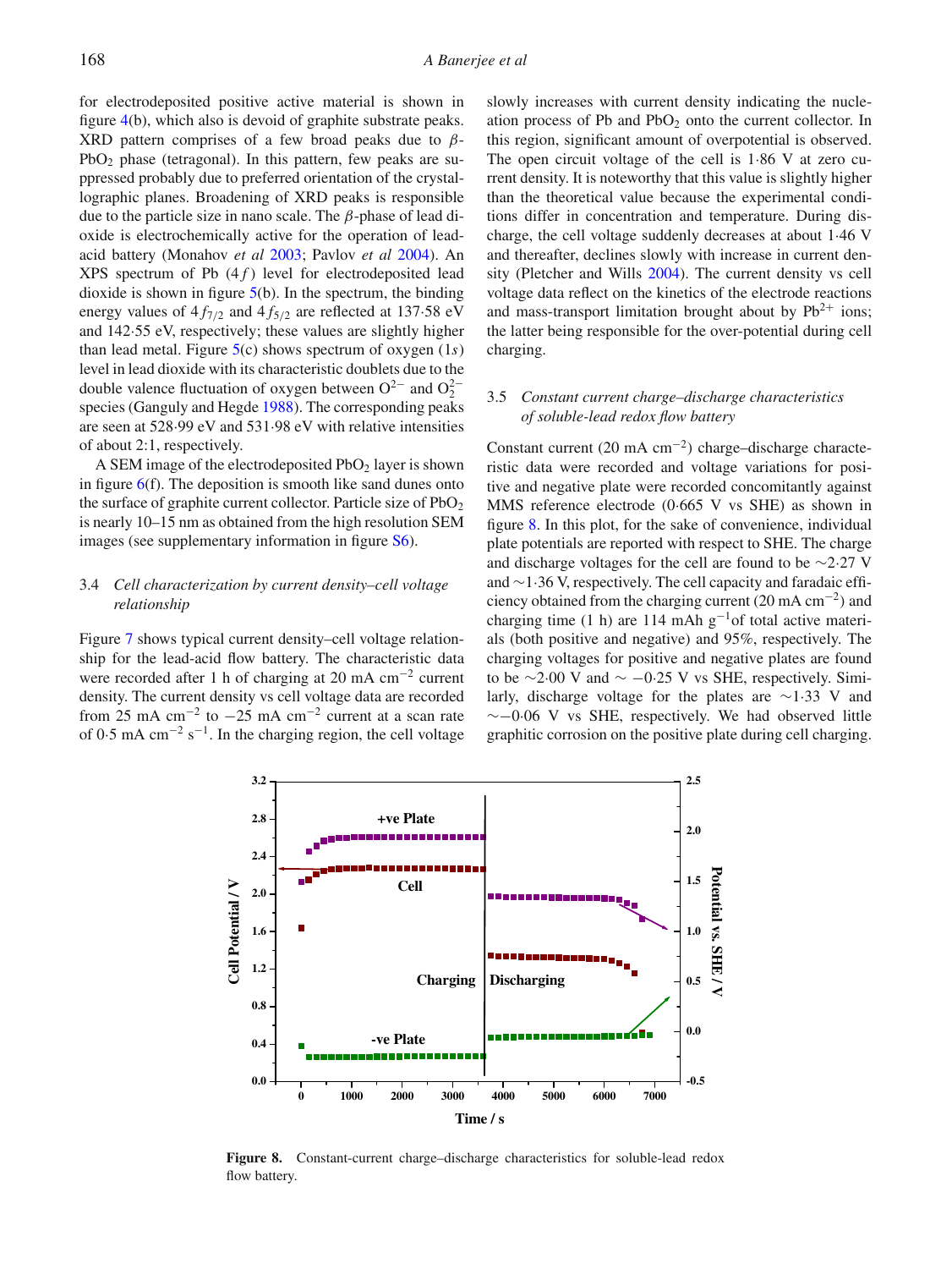for electrodeposited positive active material is shown in figure 4(b), which also is devoid of graphite substrate peaks. XRD pattern comprises of a few broad peaks due to $\beta$-$PbO_2$ phase (tetragonal). In this pattern, few peaks are suppressed probably due to preferred orientation of the crystallographic planes. Broadening of XRD peaks is responsible due to the particle size in nano scale. The $\beta$-phase of lead dioxide is electrochemically active for the operation of lead-acid battery (Monahov *et al* 2003; Pavlov *et al* 2004). An XPS spectrum of Pb ($4f$) level for electrodeposited lead dioxide is shown in figure 5(b). In the spectrum, the binding energy values of $4f_{7/2}$ and $4f_{5/2}$ are reflected at 137·58 eV and 142·55 eV, respectively; these values are slightly higher than lead metal. Figure 5(c) shows spectrum of oxygen ($1s$) level in lead dioxide with its characteristic doublets due to the double valence fluctuation of oxygen between $O^{2-}$ and $O_2^{2-}$ species (Ganguly and Hegde 1988). The corresponding peaks are seen at 528·99 eV and 531·98 eV with relative intensities of about 2:1, respectively.

A SEM image of the electrodeposited $PbO_2$ layer is shown in figure 6(f). The deposition is smooth like sand dunes onto the surface of graphite current collector. Particle size of $PbO_2$ is nearly 10–15 nm as obtained from the high resolution SEM images (see supplementary information in figure S6).

### 3.4 *Cell characterization by current density–cell voltage relationship*

Figure 7 shows typical current density–cell voltage relationship for the lead-acid flow battery. The characteristic data were recorded after 1 h of charging at 20 mA $cm^{-2}$ current density. The current density vs cell voltage data are recorded from 25 mA $cm^{-2}$ to −25 mA $cm^{-2}$ current at a scan rate of 0·5 mA $cm^{-2}$ $s^{-1}$. In the charging region, the cell voltage slowly increases with current density indicating the nucleation process of Pb and $PbO_2$ onto the current collector. In this region, significant amount of overpotential is observed. The open circuit voltage of the cell is 1·86 V at zero current density. It is noteworthy that this value is slightly higher than the theoretical value because the experimental conditions differ in concentration and temperature. During discharge, the cell voltage suddenly decreases at about 1·46 V and thereafter, declines slowly with increase in current density (Pletcher and Wills 2004). The current density vs cell voltage data reflect on the kinetics of the electrode reactions and mass-transport limitation brought about by $Pb^{2+}$ ions; the latter being responsible for the over-potential during cell charging.

### 3.5 *Constant current charge–discharge characteristics of soluble-lead redox flow battery*

Constant current (20 mA $cm^{-2}$) charge–discharge characteristic data were recorded and voltage variations for positive and negative plate were recorded concomitantly against MMS reference electrode (0·665 V vs SHE) as shown in figure 8. In this plot, for the sake of convenience, individual plate potentials are reported with respect to SHE. The charge and discharge voltages for the cell are found to be ~2·27 V and ~1·36 V, respectively. The cell capacity and faradaic efficiency obtained from the charging current (20 mA $cm^{-2}$) and charging time (1 h) are 114 mAh $g^{-1}$of total active materials (both positive and negative) and 95%, respectively. The charging voltages for positive and negative plates are found to be ~2·00 V and ~ −0·25 V vs SHE, respectively. Similarly, discharge voltage for the plates are ~1·33 V and ~−0·06 V vs SHE, respectively. We had observed little graphitic corrosion on the positive plate during cell charging.

**Figure 8.** Constant-current charge–discharge characteristics for soluble-lead redox flow battery.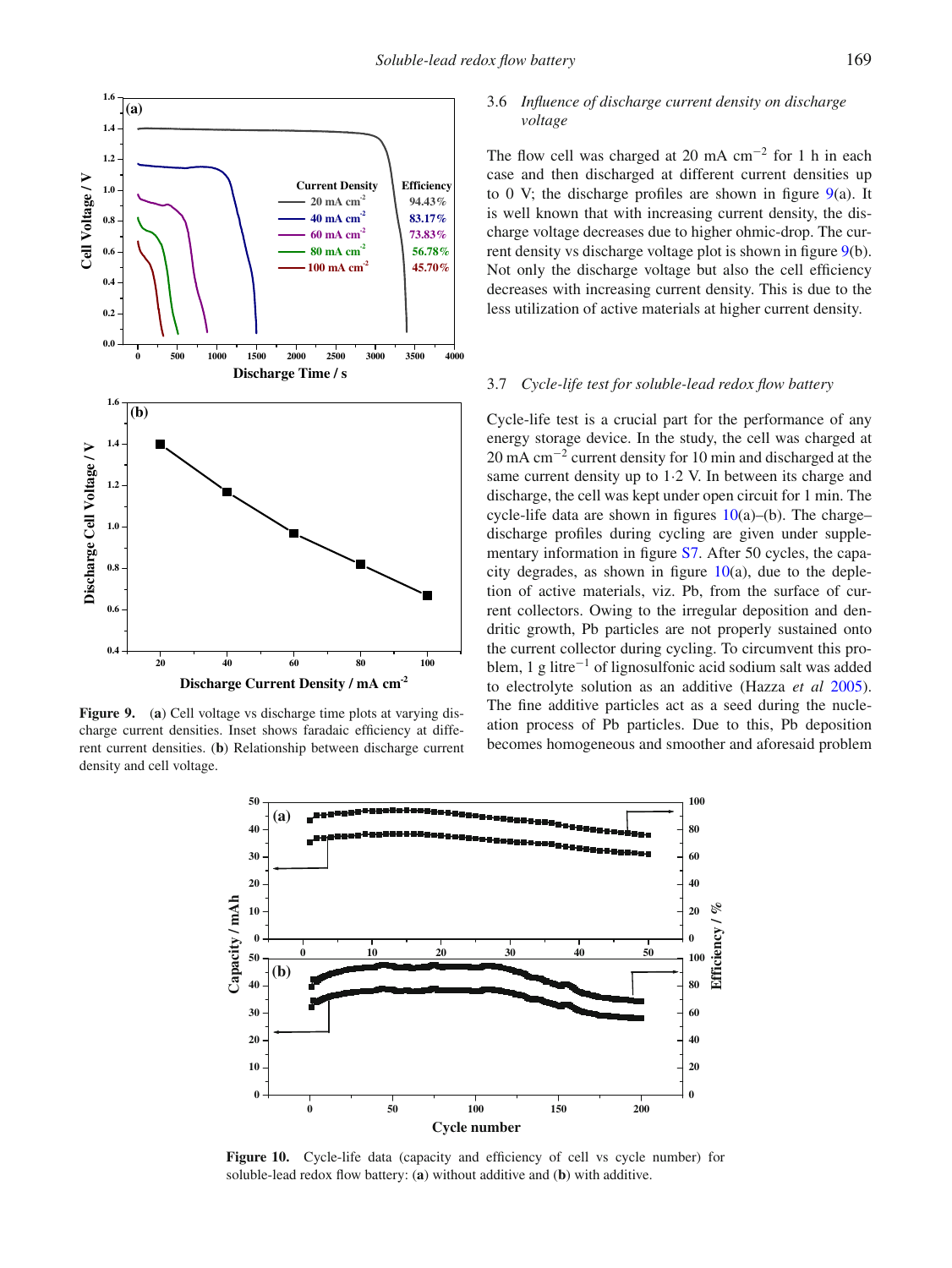### 3.6 *Influence of discharge current density on discharge voltage*

The flow cell was charged at 20 mA cm$^{-2}$ for 1 h in each case and then discharged at different current densities up to 0 V; the discharge profiles are shown in figure 9(a). It is well known that with increasing current density, the discharge voltage decreases due to higher ohmic-drop. The current density vs discharge voltage plot is shown in figure 9(b). Not only the discharge voltage but also the cell efficiency decreases with increasing current density. This is due to the less utilization of active materials at higher current density.

**Figure 9.** (**a**) Cell voltage vs discharge time plots at varying discharge current densities. Inset shows faradaic efficiency at different current densities. (**b**) Relationship between discharge current density and cell voltage.

### 3.7 *Cycle-life test for soluble-lead redox flow battery*

Cycle-life test is a crucial part for the performance of any energy storage device. In the study, the cell was charged at 20 mA cm$^{-2}$ current density for 10 min and discharged at the same current density up to 1·2 V. In between its charge and discharge, the cell was kept under open circuit for 1 min. The cycle-life data are shown in figures 10(a)–(b). The charge–discharge profiles during cycling are given under supplementary information in figure S7. After 50 cycles, the capacity degrades, as shown in figure 10(a), due to the depletion of active materials, viz. Pb, from the surface of current collectors. Owing to the irregular deposition and dendritic growth, Pb particles are not properly sustained onto the current collector during cycling. To circumvent this problem, 1 g litre$^{-1}$ of lignosulfonic acid sodium salt was added to electrolyte solution as an additive (Hazza *et al* 2005). The fine additive particles act as a seed during the nucleation process of Pb particles. Due to this, Pb deposition becomes homogeneous and smoother and aforesaid problem

**Figure 10.** Cycle-life data (capacity and efficiency of cell vs cycle number) for soluble-lead redox flow battery: (**a**) without additive and (**b**) with additive.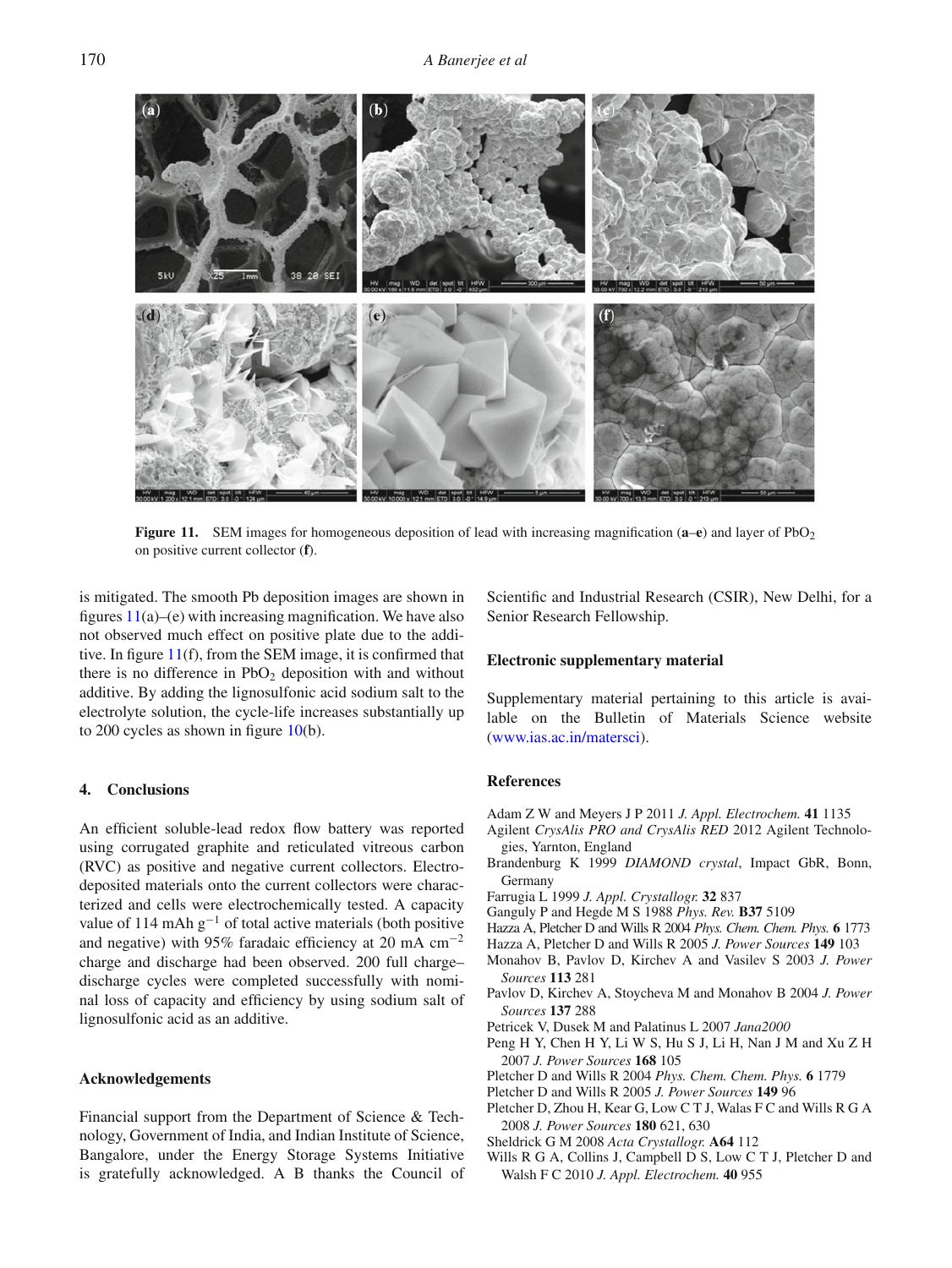Figure 11. SEM images for homogeneous deposition of lead with increasing magnification (**a–e**) and layer of $PbO_2$ on positive current collector (**f**).

is mitigated. The smooth Pb deposition images are shown in figures 11(a)–(e) with increasing magnification. We have also not observed much effect on positive plate due to the additive. In figure 11(f), from the SEM image, it is confirmed that there is no difference in $PbO_2$ deposition with and without additive. By adding the lignosulfonic acid sodium salt to the electrolyte solution, the cycle-life increases substantially up to 200 cycles as shown in figure 10(b).

## 4. Conclusions

An efficient soluble-lead redox flow battery was reported using corrugated graphite and reticulated vitreous carbon (RVC) as positive and negative current collectors. Electrodeposited materials onto the current collectors were characterized and cells were electrochemically tested. A capacity value of 114 mAh $g^{-1}$ of total active materials (both positive and negative) with 95% faradaic efficiency at 20 mA $cm^{-2}$ charge and discharge had been observed. 200 full charge–discharge cycles were completed successfully with nominal loss of capacity and efficiency by using sodium salt of lignosulfonic acid as an additive.

## Acknowledgements

Financial support from the Department of Science & Technology, Government of India, and Indian Institute of Science, Bangalore, under the Energy Storage Systems Initiative is gratefully acknowledged. A B thanks the Council of Scientific and Industrial Research (CSIR), New Delhi, for a Senior Research Fellowship.

## Electronic supplementary material

Supplementary material pertaining to this article is available on the Bulletin of Materials Science website (www.ias.ac.in/matersci).

## References

Adam Z W and Meyers J P 2011 *J. Appl. Electrochem.* **41** 1135

Agilent *CrysAlis PRO and CrysAlis RED* 2012 Agilent Technologies, Yarnton, England

Brandenburg K 1999 *DIAMOND crystal*, Impact GbR, Bonn, Germany

Farrugia L 1999 *J. Appl. Crystallogr.* **32** 837

Ganguly P and Hegde M S 1988 *Phys. Rev.* **B37** 5109

Hazza A, Pletcher D and Wills R 2004 *Phys. Chem. Chem. Phys.* **6** 1773

Hazza A, Pletcher D and Wills R 2005 *J. Power Sources* **149** 103

Monahov B, Pavlov D, Kirchev A and Vasilev S 2003 *J. Power Sources* **113** 281

Pavlov D, Kirchev A, Stoycheva M and Monahov B 2004 *J. Power Sources* **137** 288

Petricek V, Dusek M and Palatinus L 2007 *Jana2000*

Peng H Y, Chen H Y, Li W S, Hu S J, Li H, Nan J M and Xu Z H 2007 *J. Power Sources* **168** 105

Pletcher D and Wills R 2004 *Phys. Chem. Chem. Phys.* **6** 1779

Pletcher D and Wills R 2005 *J. Power Sources* **149** 96

Pletcher D, Zhou H, Kear G, Low C T J, Walas F C and Wills R G A 2008 *J. Power Sources* **180** 621, 630

Sheldrick G M 2008 *Acta Crystallogr.* **A64** 112

Wills R G A, Collins J, Campbell D S, Low C T J, Pletcher D and Walsh F C 2010 *J. Appl. Electrochem.* **40** 955